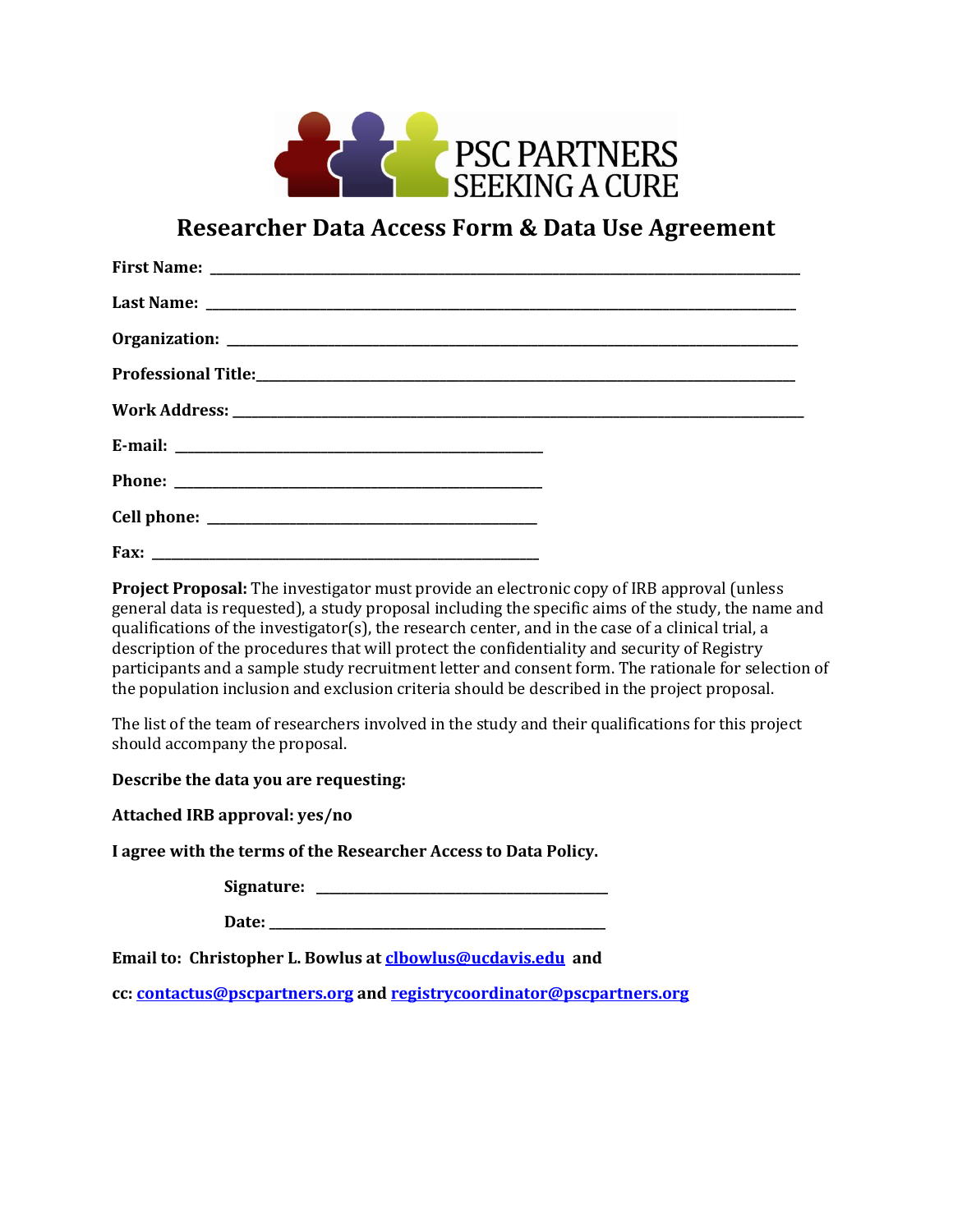PSC PARTNERS SEEKING A CURE

# Researcher Data Access Form & Data Use Agreement

**First Name:** ___________________________________________

**Last Name:** ___________________________________________

**Organization:** ___________________________________________

**Professional Title:** ___________________________________________

**Work Address:** ___________________________________________

**E-mail:** ___________________________

**Phone:** ___________________________

**Cell phone:** ___________________________

**Fax:** ___________________________

**Project Proposal:** The investigator must provide an electronic copy of IRB approval (unless general data is requested), a study proposal including the specific aims of the study, the name and qualifications of the investigator(s), the research center, and in the case of a clinical trial, a description of the procedures that will protect the confidentiality and security of Registry participants and a sample study recruitment letter and consent form. The rationale for selection of the population inclusion and exclusion criteria should be described in the project proposal.

The list of the team of researchers involved in the study and their qualifications for this project should accompany the proposal.

**Describe the data you are requesting:**

**Attached IRB approval: yes/no**

**I agree with the terms of the Researcher Access to Data Policy.**

**Signature:** ___________________________

**Date:** ___________________________

**Email to: Christopher L. Bowlus at clbowlus@ucdavis.edu and**

**cc: contactus@pscpartners.org and registrycoordinator@pscpartners.org**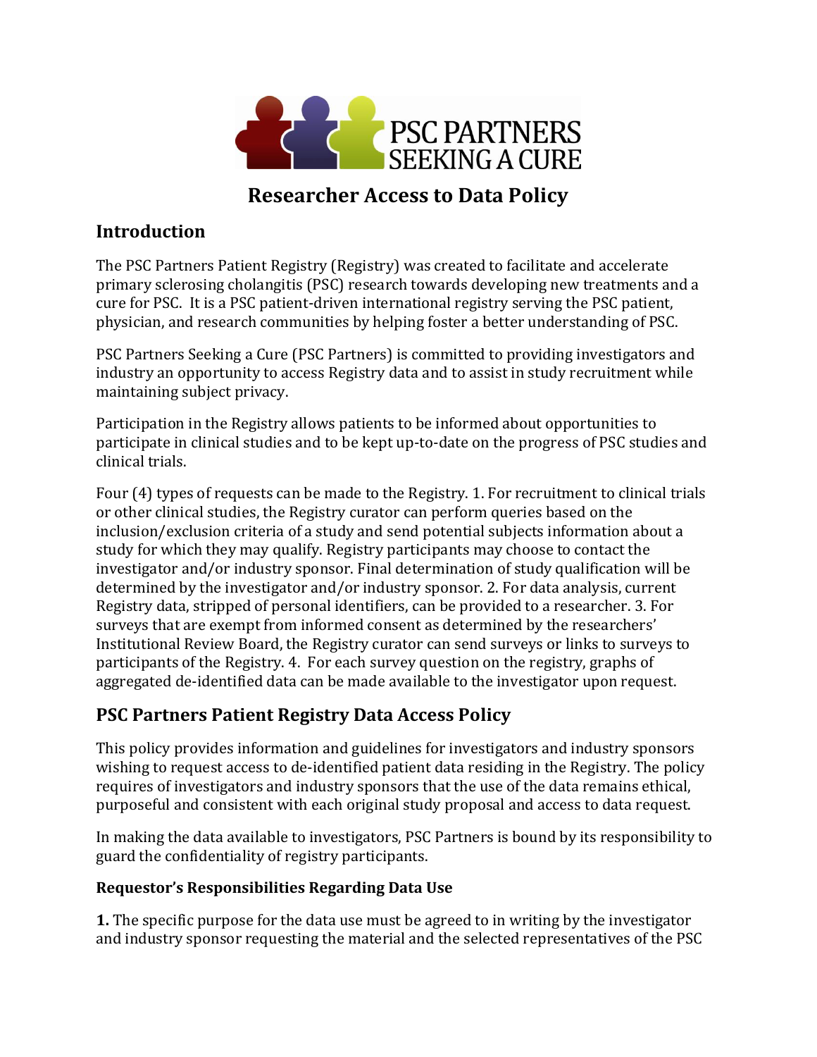# Researcher Access to Data Policy

## Introduction

The PSC Partners Patient Registry (Registry) was created to facilitate and accelerate primary sclerosing cholangitis (PSC) research towards developing new treatments and a cure for PSC. It is a PSC patient-driven international registry serving the PSC patient, physician, and research communities by helping foster a better understanding of PSC.

PSC Partners Seeking a Cure (PSC Partners) is committed to providing investigators and industry an opportunity to access Registry data and to assist in study recruitment while maintaining subject privacy.

Participation in the Registry allows patients to be informed about opportunities to participate in clinical studies and to be kept up-to-date on the progress of PSC studies and clinical trials.

Four (4) types of requests can be made to the Registry. 1. For recruitment to clinical trials or other clinical studies, the Registry curator can perform queries based on the inclusion/exclusion criteria of a study and send potential subjects information about a study for which they may qualify. Registry participants may choose to contact the investigator and/or industry sponsor. Final determination of study qualification will be determined by the investigator and/or industry sponsor. 2. For data analysis, current Registry data, stripped of personal identifiers, can be provided to a researcher. 3. For surveys that are exempt from informed consent as determined by the researchers' Institutional Review Board, the Registry curator can send surveys or links to surveys to participants of the Registry. 4. For each survey question on the registry, graphs of aggregated de-identified data can be made available to the investigator upon request.

## PSC Partners Patient Registry Data Access Policy

This policy provides information and guidelines for investigators and industry sponsors wishing to request access to de-identified patient data residing in the Registry. The policy requires of investigators and industry sponsors that the use of the data remains ethical, purposeful and consistent with each original study proposal and access to data request.

In making the data available to investigators, PSC Partners is bound by its responsibility to guard the confidentiality of registry participants.

### Requestor's Responsibilities Regarding Data Use

**1.** The specific purpose for the data use must be agreed to in writing by the investigator and industry sponsor requesting the material and the selected representatives of the PSC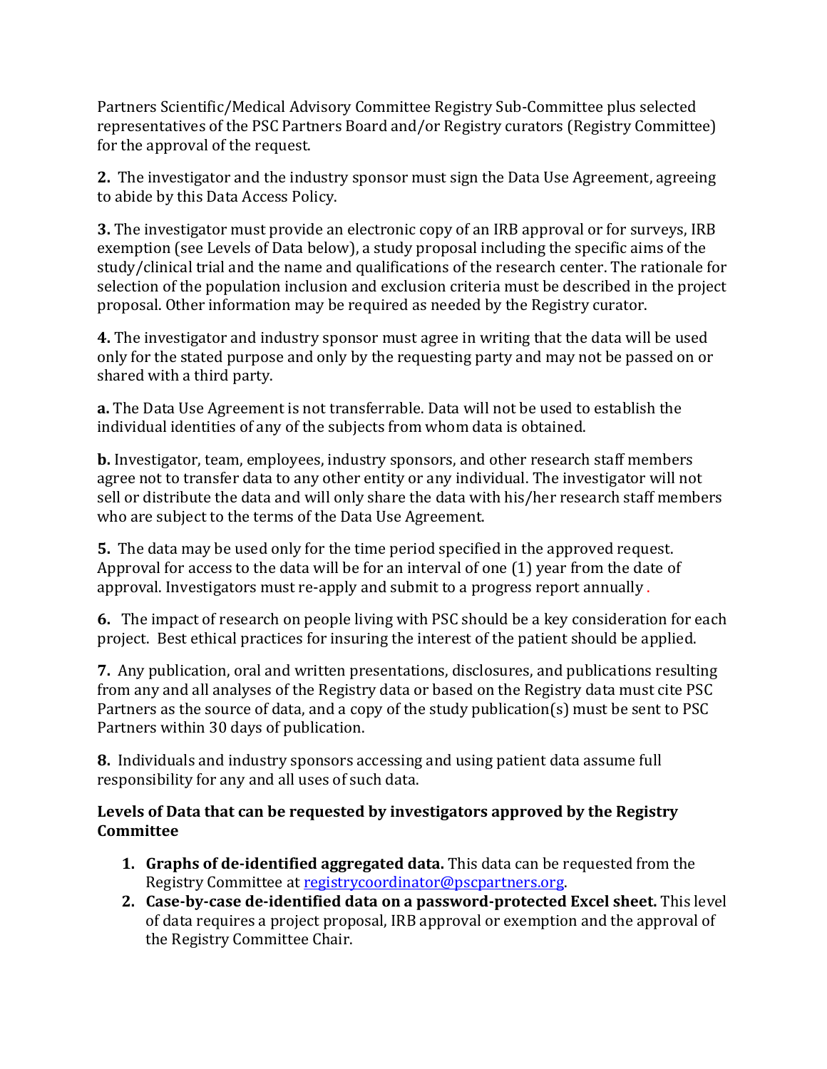Partners Scientific/Medical Advisory Committee Registry Sub-Committee plus selected representatives of the PSC Partners Board and/or Registry curators (Registry Committee) for the approval of the request.

**2.** The investigator and the industry sponsor must sign the Data Use Agreement, agreeing to abide by this Data Access Policy.

**3.** The investigator must provide an electronic copy of an IRB approval or for surveys, IRB exemption (see Levels of Data below), a study proposal including the specific aims of the study/clinical trial and the name and qualifications of the research center. The rationale for selection of the population inclusion and exclusion criteria must be described in the project proposal. Other information may be required as needed by the Registry curator.

**4.** The investigator and industry sponsor must agree in writing that the data will be used only for the stated purpose and only by the requesting party and may not be passed on or shared with a third party.

**a.** The Data Use Agreement is not transferrable. Data will not be used to establish the individual identities of any of the subjects from whom data is obtained.

**b.** Investigator, team, employees, industry sponsors, and other research staff members agree not to transfer data to any other entity or any individual. The investigator will not sell or distribute the data and will only share the data with his/her research staff members who are subject to the terms of the Data Use Agreement.

**5.** The data may be used only for the time period specified in the approved request. Approval for access to the data will be for an interval of one (1) year from the date of approval. Investigators must re-apply and submit to a progress report annually .

**6.** The impact of research on people living with PSC should be a key consideration for each project. Best ethical practices for insuring the interest of the patient should be applied.

**7.** Any publication, oral and written presentations, disclosures, and publications resulting from any and all analyses of the Registry data or based on the Registry data must cite PSC Partners as the source of data, and a copy of the study publication(s) must be sent to PSC Partners within 30 days of publication.

**8.** Individuals and industry sponsors accessing and using patient data assume full responsibility for any and all uses of such data.

**Levels of Data that can be requested by investigators approved by the Registry Committee**

1. **Graphs of de-identified aggregated data.** This data can be requested from the Registry Committee at registrycoordinator@pscpartners.org.
2. **Case-by-case de-identified data on a password-protected Excel sheet.** This level of data requires a project proposal, IRB approval or exemption and the approval of the Registry Committee Chair.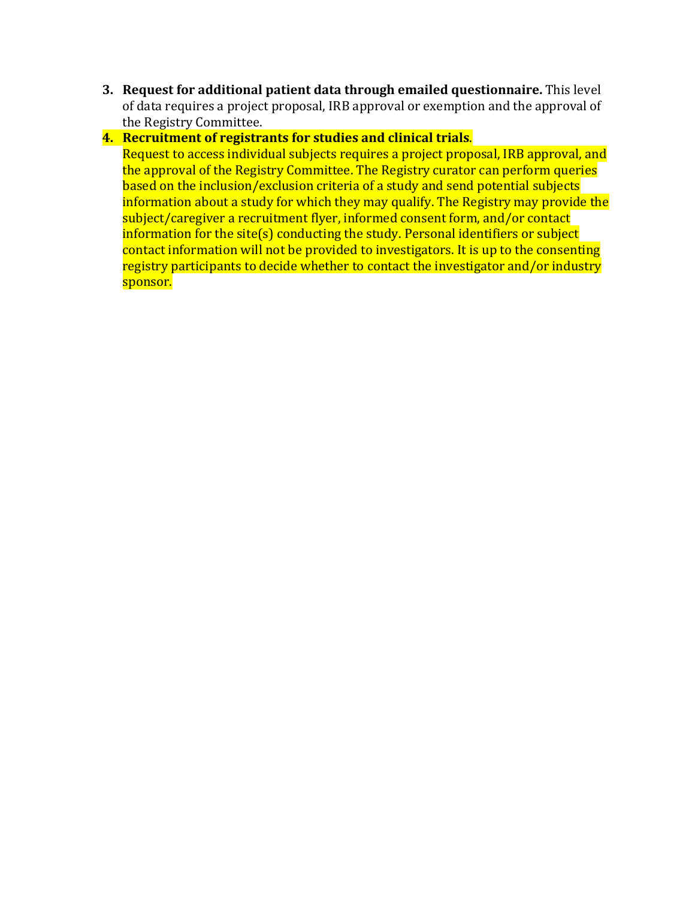3. **Request for additional patient data through emailed questionnaire.** This level of data requires a project proposal, IRB approval or exemption and the approval of the Registry Committee.
4. **Recruitment of registrants for studies and clinical trials**.
   Request to access individual subjects requires a project proposal, IRB approval, and the approval of the Registry Committee. The Registry curator can perform queries based on the inclusion/exclusion criteria of a study and send potential subjects information about a study for which they may qualify. The Registry may provide the subject/caregiver a recruitment flyer, informed consent form, and/or contact information for the site(s) conducting the study. Personal identifiers or subject contact information will not be provided to investigators. It is up to the consenting registry participants to decide whether to contact the investigator and/or industry sponsor.